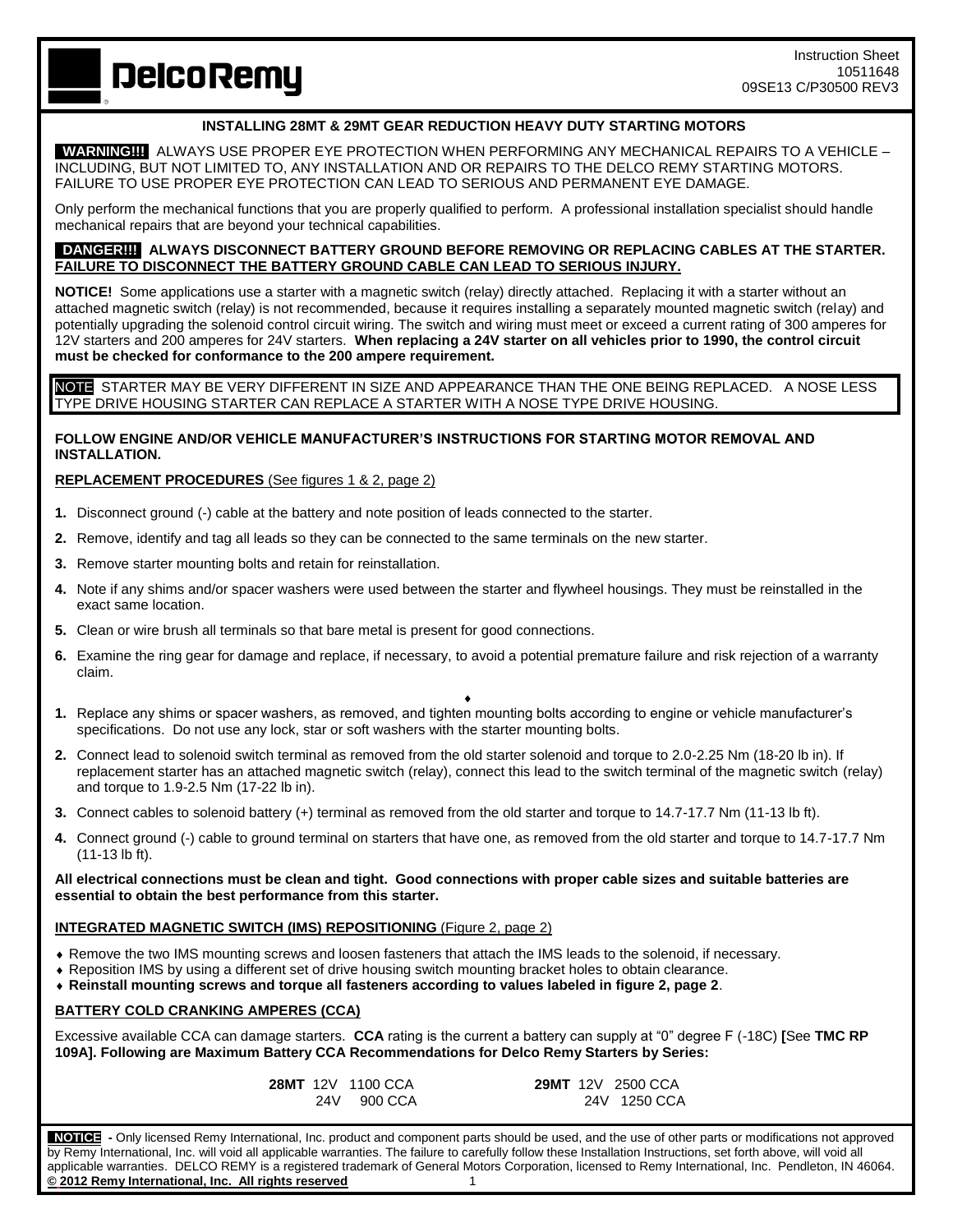DelcoRemy

Instruction Sheet
10511648
09SE13 C/P30500 REV3

## INSTALLING 28MT & 29MT GEAR REDUCTION HEAVY DUTY STARTING MOTORS

**WARNING!!!** ALWAYS USE PROPER EYE PROTECTION WHEN PERFORMING ANY MECHANICAL REPAIRS TO A VEHICLE – INCLUDING, BUT NOT LIMITED TO, ANY INSTALLATION AND OR REPAIRS TO THE DELCO REMY STARTING MOTORS. FAILURE TO USE PROPER EYE PROTECTION CAN LEAD TO SERIOUS AND PERMANENT EYE DAMAGE.

Only perform the mechanical functions that you are properly qualified to perform. A professional installation specialist should handle mechanical repairs that are beyond your technical capabilities.

**DANGER!!! ALWAYS DISCONNECT BATTERY GROUND BEFORE REMOVING OR REPLACING CABLES AT THE STARTER. FAILURE TO DISCONNECT THE BATTERY GROUND CABLE CAN LEAD TO SERIOUS INJURY.**

**NOTICE!** Some applications use a starter with a magnetic switch (relay) directly attached. Replacing it with a starter without an attached magnetic switch (relay) is not recommended, because it requires installing a separately mounted magnetic switch (relay) and potentially upgrading the solenoid control circuit wiring. The switch and wiring must meet or exceed a current rating of 300 amperes for 12V starters and 200 amperes for 24V starters. **When replacing a 24V starter on all vehicles prior to 1990, the control circuit must be checked for conformance to the 200 ampere requirement.**

NOTE STARTER MAY BE VERY DIFFERENT IN SIZE AND APPEARANCE THAN THE ONE BEING REPLACED. A NOSE LESS TYPE DRIVE HOUSING STARTER CAN REPLACE A STARTER WITH A NOSE TYPE DRIVE HOUSING.

**FOLLOW ENGINE AND/OR VEHICLE MANUFACTURER'S INSTRUCTIONS FOR STARTING MOTOR REMOVAL AND INSTALLATION.**

**REPLACEMENT PROCEDURES** (See figures 1 & 2, page 2)

1. Disconnect ground (-) cable at the battery and note position of leads connected to the starter.
2. Remove, identify and tag all leads so they can be connected to the same terminals on the new starter.
3. Remove starter mounting bolts and retain for reinstallation.
4. Note if any shims and/or spacer washers were used between the starter and flywheel housings. They must be reinstalled in the exact same location.
5. Clean or wire brush all terminals so that bare metal is present for good connections.
6. Examine the ring gear for damage and replace, if necessary, to avoid a potential premature failure and risk rejection of a warranty claim.

♦

1. Replace any shims or spacer washers, as removed, and tighten mounting bolts according to engine or vehicle manufacturer's specifications. Do not use any lock, star or soft washers with the starter mounting bolts.
2. Connect lead to solenoid switch terminal as removed from the old starter solenoid and torque to 2.0-2.25 Nm (18-20 lb in). If replacement starter has an attached magnetic switch (relay), connect this lead to the switch terminal of the magnetic switch (relay) and torque to 1.9-2.5 Nm (17-22 lb in).
3. Connect cables to solenoid battery (+) terminal as removed from the old starter and torque to 14.7-17.7 Nm (11-13 lb ft).
4. Connect ground (-) cable to ground terminal on starters that have one, as removed from the old starter and torque to 14.7-17.7 Nm (11-13 lb ft).

**All electrical connections must be clean and tight. Good connections with proper cable sizes and suitable batteries are essential to obtain the best performance from this starter.**

**INTEGRATED MAGNETIC SWITCH (IMS) REPOSITIONING** (Figure 2, page 2)

- Remove the two IMS mounting screws and loosen fasteners that attach the IMS leads to the solenoid, if necessary.
- Reposition IMS by using a different set of drive housing switch mounting bracket holes to obtain clearance.
- **Reinstall mounting screws and torque all fasteners according to values labeled in figure 2, page 2**.

**BATTERY COLD CRANKING AMPERES (CCA)**

Excessive available CCA can damage starters. **CCA** rating is the current a battery can supply at "0" degree F (-18C) **[**See **TMC RP 109A]. Following are Maximum Battery CCA Recommendations for Delco Remy Starters by Series:**

**28MT** 12V 1100 CCA
24V 900 CCA

**29MT** 12V 2500 CCA
24V 1250 CCA

**NOTICE -** Only licensed Remy International, Inc. product and component parts should be used, and the use of other parts or modifications not approved by Remy International, Inc. will void all applicable warranties. The failure to carefully follow these Installation Instructions, set forth above, will void all applicable warranties. DELCO REMY is a registered trademark of General Motors Corporation, licensed to Remy International, Inc. Pendleton, IN 46064.
**© 2012 Remy International, Inc. All rights reserved**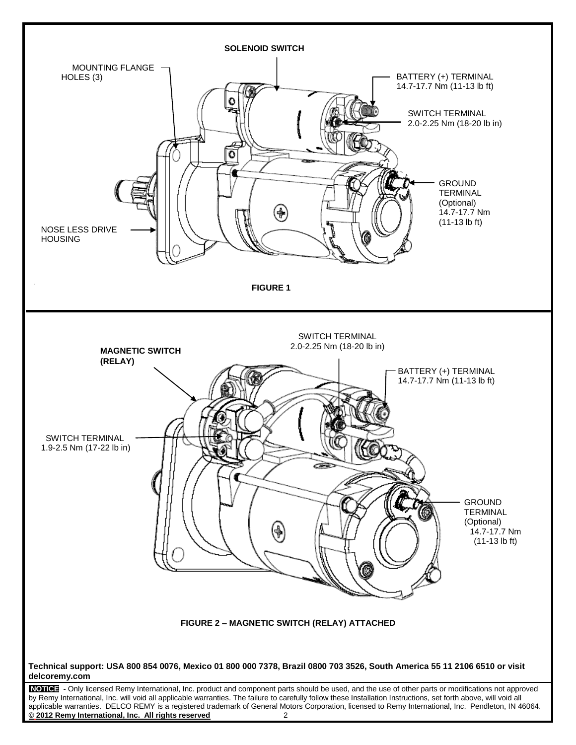SOLENOID SWITCH

MOUNTING FLANGE HOLES (3)

BATTERY (+) TERMINAL
14.7-17.7 Nm (11-13 lb ft)

SWITCH TERMINAL
2.0-2.25 Nm (18-20 lb in)

GROUND TERMINAL (Optional)
14.7-17.7 Nm (11-13 lb ft)

NOSE LESS DRIVE HOUSING

**FIGURE 1**

SWITCH TERMINAL
2.0-2.25 Nm (18-20 lb in)

**MAGNETIC SWITCH (RELAY)**

BATTERY (+) TERMINAL
14.7-17.7 Nm (11-13 lb ft)

SWITCH TERMINAL
1.9-2.5 Nm (17-22 lb in)

GROUND TERMINAL (Optional)
14.7-17.7 Nm (11-13 lb ft)

**FIGURE 2 – MAGNETIC SWITCH (RELAY) ATTACHED**

**Technical support: USA 800 854 0076, Mexico 01 800 000 7378, Brazil 0800 703 3526, South America 55 11 2106 6510 or visit delcoremy.com**

**NOTICE -** Only licensed Remy International, Inc. product and component parts should be used, and the use of other parts or modifications not approved by Remy International, Inc. will void all applicable warranties. The failure to carefully follow these Installation Instructions, set forth above, will void all applicable warranties. DELCO REMY is a registered trademark of General Motors Corporation, licensed to Remy International, Inc. Pendleton, IN 46064.
**© 2012 Remy International, Inc. All rights reserved**